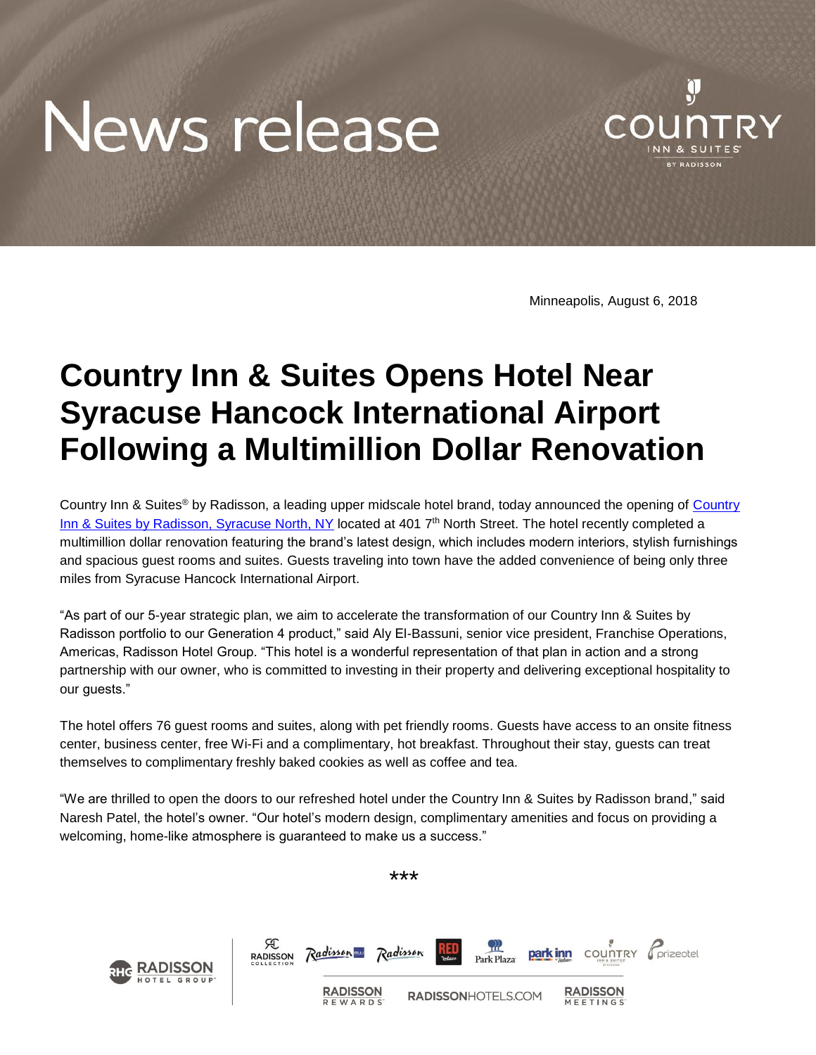# News release

Minneapolis, August 6, 2018

# Country Inn & Suites Opens Hotel Near Syracuse Hancock International Airport Following a Multimillion Dollar Renovation

Country Inn & Suites® by Radisson, a leading upper midscale hotel brand, today announced the opening of Country Inn & Suites by Radisson, Syracuse North, NY located at 401 7th North Street. The hotel recently completed a multimillion dollar renovation featuring the brand's latest design, which includes modern interiors, stylish furnishings and spacious guest rooms and suites. Guests traveling into town have the added convenience of being only three miles from Syracuse Hancock International Airport.

"As part of our 5-year strategic plan, we aim to accelerate the transformation of our Country Inn & Suites by Radisson portfolio to our Generation 4 product," said Aly El-Bassuni, senior vice president, Franchise Operations, Americas, Radisson Hotel Group. "This hotel is a wonderful representation of that plan in action and a strong partnership with our owner, who is committed to investing in their property and delivering exceptional hospitality to our guests."

The hotel offers 76 guest rooms and suites, along with pet friendly rooms. Guests have access to an onsite fitness center, business center, free Wi-Fi and a complimentary, hot breakfast. Throughout their stay, guests can treat themselves to complimentary freshly baked cookies as well as coffee and tea.

"We are thrilled to open the doors to our refreshed hotel under the Country Inn & Suites by Radisson brand," said Naresh Patel, the hotel's owner. "Our hotel's modern design, complimentary amenities and focus on providing a welcoming, home-like atmosphere is guaranteed to make us a success."

***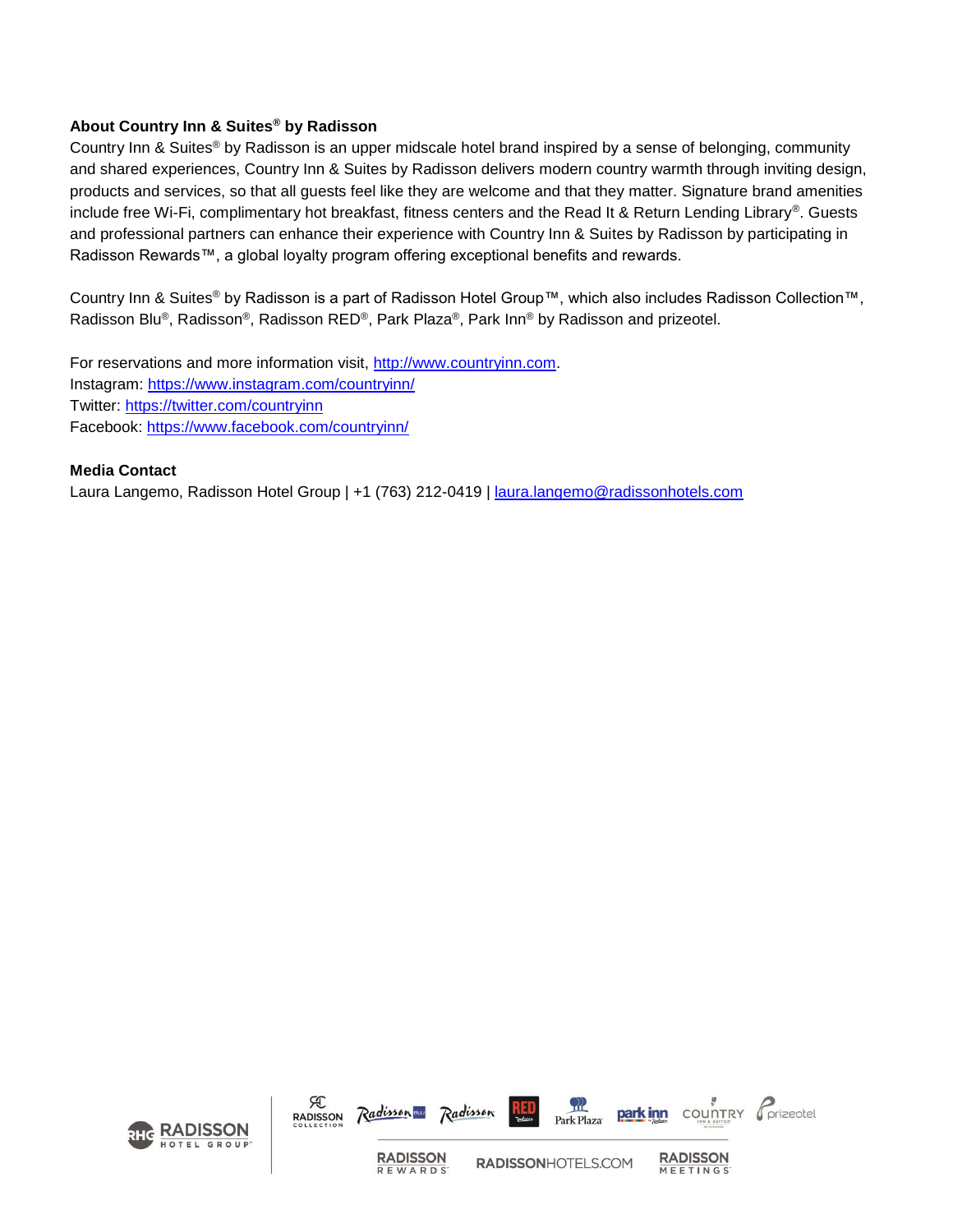**About Country Inn & Suites® by Radisson**

Country Inn & Suites® by Radisson is an upper midscale hotel brand inspired by a sense of belonging, community and shared experiences, Country Inn & Suites by Radisson delivers modern country warmth through inviting design, products and services, so that all guests feel like they are welcome and that they matter. Signature brand amenities include free Wi-Fi, complimentary hot breakfast, fitness centers and the Read It & Return Lending Library®. Guests and professional partners can enhance their experience with Country Inn & Suites by Radisson by participating in Radisson Rewards™, a global loyalty program offering exceptional benefits and rewards.

Country Inn & Suites® by Radisson is a part of Radisson Hotel Group™, which also includes Radisson Collection™, Radisson Blu®, Radisson®, Radisson RED®, Park Plaza®, Park Inn® by Radisson and prizeotel.

For reservations and more information visit, http://www.countryinn.com.
Instagram: https://www.instagram.com/countryinn/
Twitter: https://twitter.com/countryinn
Facebook: https://www.facebook.com/countryinn/

**Media Contact**

Laura Langemo, Radisson Hotel Group | +1 (763) 212-0419 | laura.langemo@radissonhotels.com